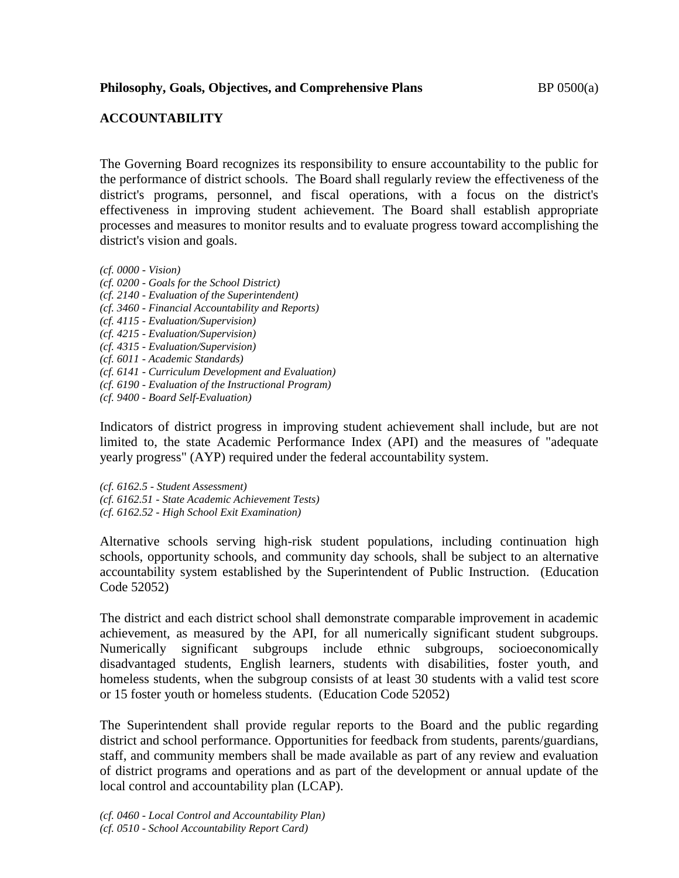**Philosophy, Goals, Objectives, and Comprehensive Plans** BP 0500(a)

## ACCOUNTABILITY

The Governing Board recognizes its responsibility to ensure accountability to the public for the performance of district schools. The Board shall regularly review the effectiveness of the district's programs, personnel, and fiscal operations, with a focus on the district's effectiveness in improving student achievement. The Board shall establish appropriate processes and measures to monitor results and to evaluate progress toward accomplishing the district's vision and goals.

*(cf. 0000 - Vision)*
*(cf. 0200 - Goals for the School District)*
*(cf. 2140 - Evaluation of the Superintendent)*
*(cf. 3460 - Financial Accountability and Reports)*
*(cf. 4115 - Evaluation/Supervision)*
*(cf. 4215 - Evaluation/Supervision)*
*(cf. 4315 - Evaluation/Supervision)*
*(cf. 6011 - Academic Standards)*
*(cf. 6141 - Curriculum Development and Evaluation)*
*(cf. 6190 - Evaluation of the Instructional Program)*
*(cf. 9400 - Board Self-Evaluation)*

Indicators of district progress in improving student achievement shall include, but are not limited to, the state Academic Performance Index (API) and the measures of "adequate yearly progress" (AYP) required under the federal accountability system.

*(cf. 6162.5 - Student Assessment)*
*(cf. 6162.51 - State Academic Achievement Tests)*
*(cf. 6162.52 - High School Exit Examination)*

Alternative schools serving high-risk student populations, including continuation high schools, opportunity schools, and community day schools, shall be subject to an alternative accountability system established by the Superintendent of Public Instruction. (Education Code 52052)

The district and each district school shall demonstrate comparable improvement in academic achievement, as measured by the API, for all numerically significant student subgroups. Numerically significant subgroups include ethnic subgroups, socioeconomically disadvantaged students, English learners, students with disabilities, foster youth, and homeless students, when the subgroup consists of at least 30 students with a valid test score or 15 foster youth or homeless students. (Education Code 52052)

The Superintendent shall provide regular reports to the Board and the public regarding district and school performance. Opportunities for feedback from students, parents/guardians, staff, and community members shall be made available as part of any review and evaluation of district programs and operations and as part of the development or annual update of the local control and accountability plan (LCAP).

*(cf. 0460 - Local Control and Accountability Plan)*
*(cf. 0510 - School Accountability Report Card)*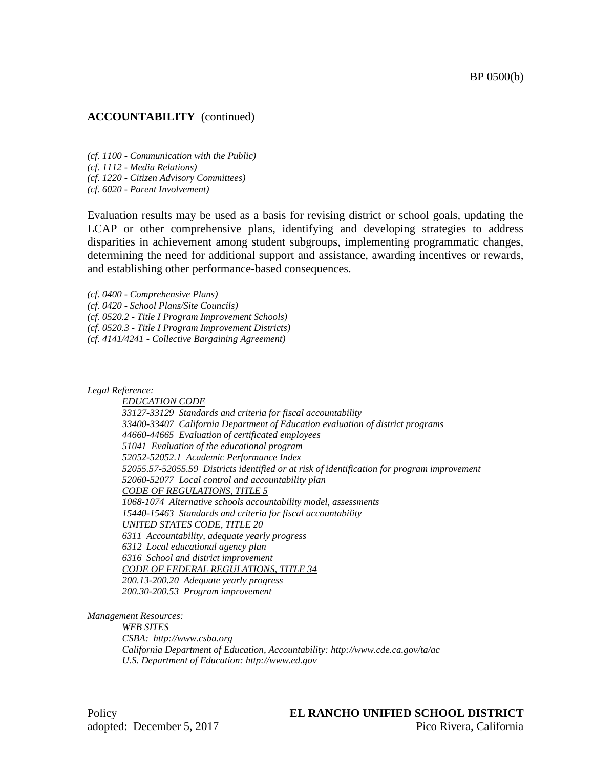**ACCOUNTABILITY** (continued)

*(cf. 1100 - Communication with the Public)*
*(cf. 1112 - Media Relations)*
*(cf. 1220 - Citizen Advisory Committees)*
*(cf. 6020 - Parent Involvement)*

Evaluation results may be used as a basis for revising district or school goals, updating the LCAP or other comprehensive plans, identifying and developing strategies to address disparities in achievement among student subgroups, implementing programmatic changes, determining the need for additional support and assistance, awarding incentives or rewards, and establishing other performance-based consequences.

*(cf. 0400 - Comprehensive Plans)*
*(cf. 0420 - School Plans/Site Councils)*
*(cf. 0520.2 - Title I Program Improvement Schools)*
*(cf. 0520.3 - Title I Program Improvement Districts)*
*(cf. 4141/4241 - Collective Bargaining Agreement)*

*Legal Reference:*

*EDUCATION CODE*
*33127-33129 Standards and criteria for fiscal accountability*
*33400-33407 California Department of Education evaluation of district programs*
*44660-44665 Evaluation of certificated employees*
*51041 Evaluation of the educational program*
*52052-52052.1 Academic Performance Index*
*52055.57-52055.59 Districts identified or at risk of identification for program improvement*
*52060-52077 Local control and accountability plan*
*CODE OF REGULATIONS, TITLE 5*
*1068-1074 Alternative schools accountability model, assessments*
*15440-15463 Standards and criteria for fiscal accountability*
*UNITED STATES CODE, TITLE 20*
*6311 Accountability, adequate yearly progress*
*6312 Local educational agency plan*
*6316 School and district improvement*
*CODE OF FEDERAL REGULATIONS, TITLE 34*
*200.13-200.20 Adequate yearly progress*
*200.30-200.53 Program improvement*

*Management Resources:*

*WEB SITES*
*CSBA: http://www.csba.org*
*California Department of Education, Accountability: http://www.cde.ca.gov/ta/ac*
*U.S. Department of Education: http://www.ed.gov*

Policy
adopted: December 5, 2017

**EL RANCHO UNIFIED SCHOOL DISTRICT**
Pico Rivera, California